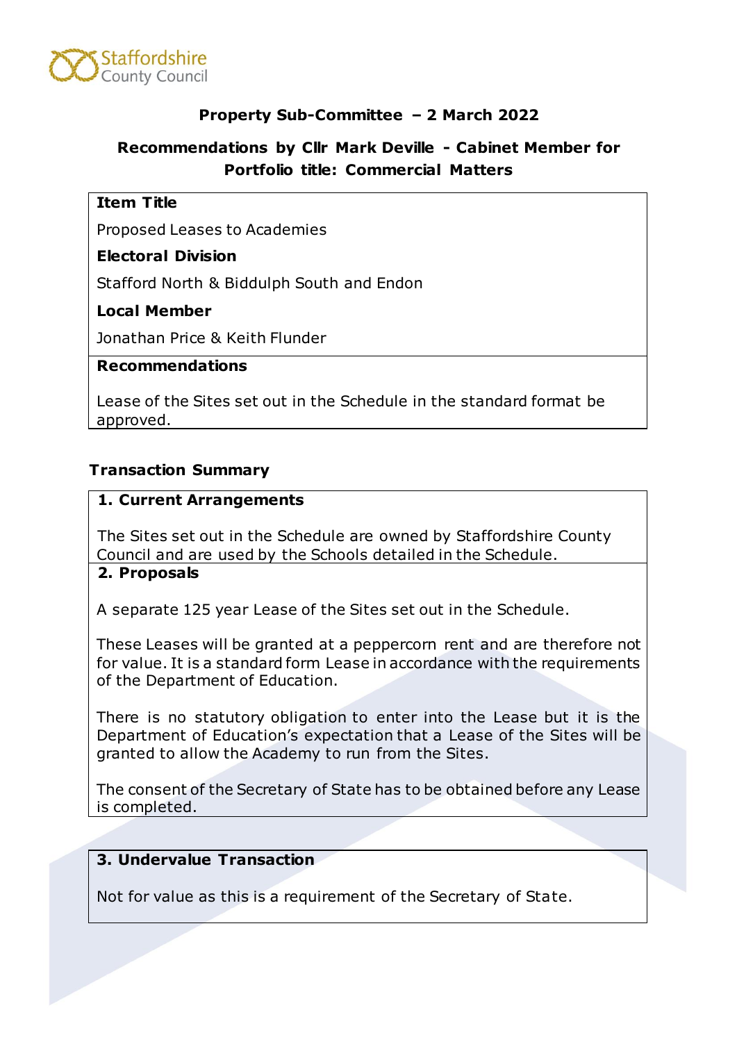Staffordshire County Council

## Property Sub-Committee – 2 March 2022

## Recommendations by Cllr Mark Deville - Cabinet Member for Portfolio title: Commercial Matters

**Item Title**

Proposed Leases to Academies

**Electoral Division**

Stafford North & Biddulph South and Endon

**Local Member**

Jonathan Price & Keith Flunder

**Recommendations**

Lease of the Sites set out in the Schedule in the standard format be approved.

### Transaction Summary

**1. Current Arrangements**

The Sites set out in the Schedule are owned by Staffordshire County Council and are used by the Schools detailed in the Schedule.

**2. Proposals**

A separate 125 year Lease of the Sites set out in the Schedule.

These Leases will be granted at a peppercorn rent and are therefore not for value. It is a standard form Lease in accordance with the requirements of the Department of Education.

There is no statutory obligation to enter into the Lease but it is the Department of Education's expectation that a Lease of the Sites will be granted to allow the Academy to run from the Sites.

The consent of the Secretary of State has to be obtained before any Lease is completed.

**3. Undervalue Transaction**

Not for value as this is a requirement of the Secretary of State.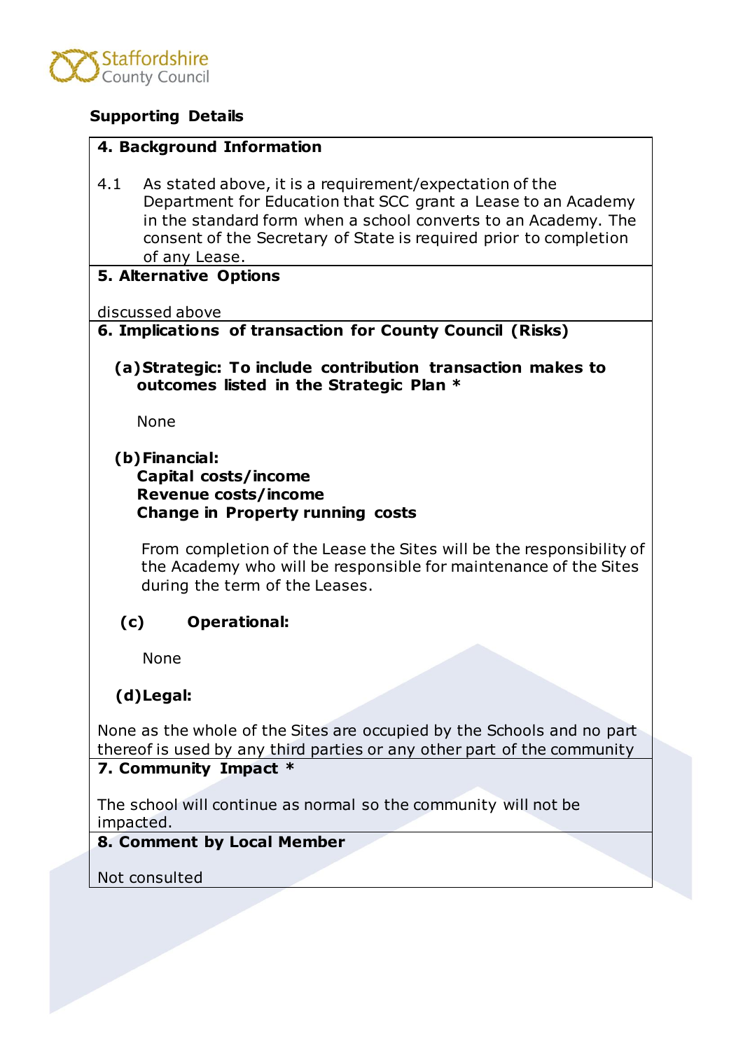**Supporting Details**

**4. Background Information**

4.1 As stated above, it is a requirement/expectation of the Department for Education that SCC grant a Lease to an Academy in the standard form when a school converts to an Academy. The consent of the Secretary of State is required prior to completion of any Lease.

**5. Alternative Options**

discussed above

**6. Implications of transaction for County Council (Risks)**

**(a) Strategic: To include contribution transaction makes to outcomes listed in the Strategic Plan ***

None

**(b) Financial:**
**Capital costs/income**
**Revenue costs/income**
**Change in Property running costs**

From completion of the Lease the Sites will be the responsibility of the Academy who will be responsible for maintenance of the Sites during the term of the Leases.

**(c) Operational:**

None

**(d) Legal:**

None as the whole of the Sites are occupied by the Schools and no part thereof is used by any third parties or any other part of the community

**7. Community Impact ***

The school will continue as normal so the community will not be impacted.

**8. Comment by Local Member**

Not consulted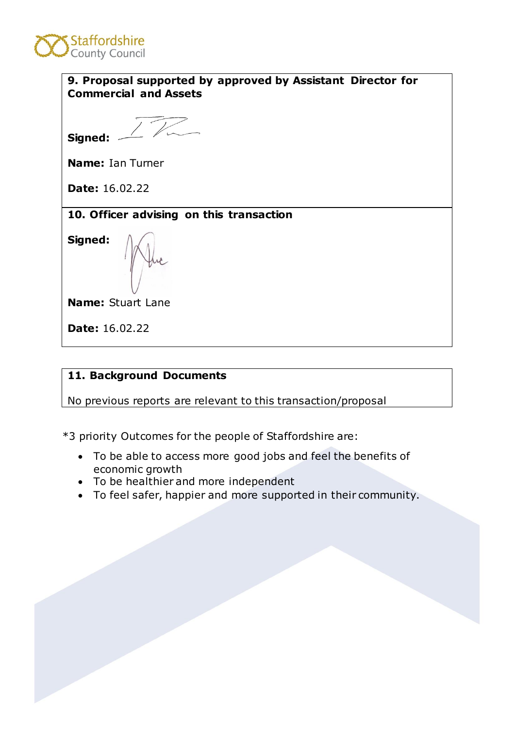**9. Proposal supported by approved by Assistant Director for Commercial and Assets**

**Signed:**

**Name:** Ian Turner

**Date:** 16.02.22

**10. Officer advising on this transaction**

**Signed:**

**Name:** Stuart Lane

**Date:** 16.02.22

**11. Background Documents**

No previous reports are relevant to this transaction/proposal

*3 priority Outcomes for the people of Staffordshire are:

- To be able to access more good jobs and feel the benefits of economic growth
- To be healthier and more independent
- To feel safer, happier and more supported in their community.